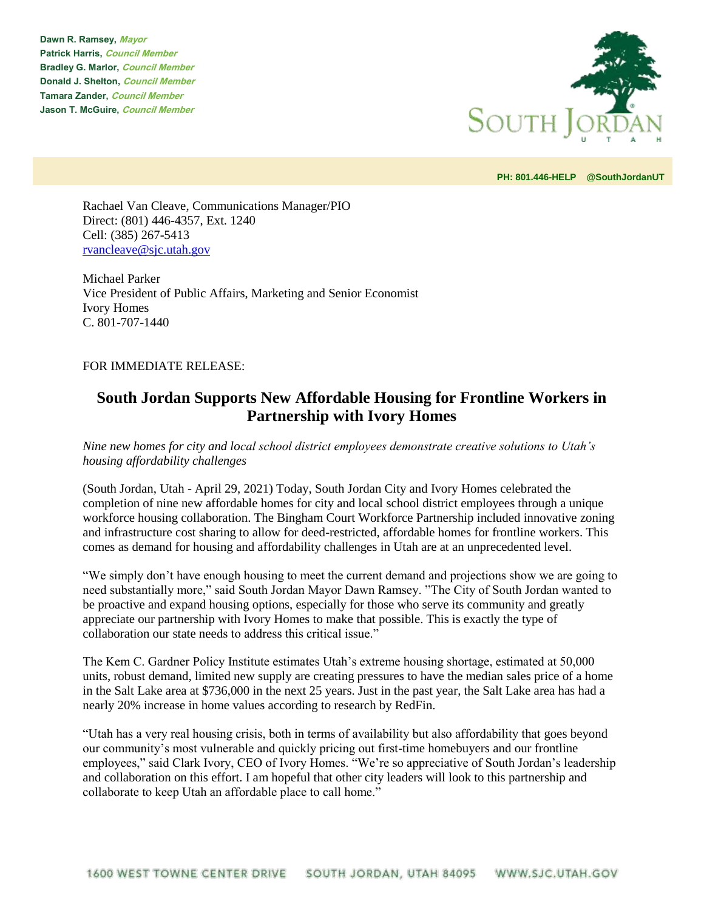**Dawn R. Ramsey,** ***Mayor***
**Patrick Harris,** ***Council Member***
**Bradley G. Marlor,** ***Council Member***
**Donald J. Shelton,** ***Council Member***
**Tamara Zander,** ***Council Member***
**Jason T. McGuire,** ***Council Member***

SOUTH JORDAN
UTAH

**PH: 801.446-HELP @SouthJordanUT**

Rachael Van Cleave, Communications Manager/PIO
Direct: (801) 446-4357, Ext. 1240
Cell: (385) 267-5413
rvancleave@sjc.utah.gov

Michael Parker
Vice President of Public Affairs, Marketing and Senior Economist
Ivory Homes
C. 801-707-1440

FOR IMMEDIATE RELEASE:

# South Jordan Supports New Affordable Housing for Frontline Workers in Partnership with Ivory Homes

*Nine new homes for city and local school district employees demonstrate creative solutions to Utah's housing affordability challenges*

(South Jordan, Utah - April 29, 2021) Today, South Jordan City and Ivory Homes celebrated the completion of nine new affordable homes for city and local school district employees through a unique workforce housing collaboration. The Bingham Court Workforce Partnership included innovative zoning and infrastructure cost sharing to allow for deed-restricted, affordable homes for frontline workers. This comes as demand for housing and affordability challenges in Utah are at an unprecedented level.

"We simply don't have enough housing to meet the current demand and projections show we are going to need substantially more," said South Jordan Mayor Dawn Ramsey. "The City of South Jordan wanted to be proactive and expand housing options, especially for those who serve its community and greatly appreciate our partnership with Ivory Homes to make that possible. This is exactly the type of collaboration our state needs to address this critical issue."

The Kem C. Gardner Policy Institute estimates Utah's extreme housing shortage, estimated at 50,000 units, robust demand, limited new supply are creating pressures to have the median sales price of a home in the Salt Lake area at $736,000 in the next 25 years. Just in the past year, the Salt Lake area has had a nearly 20% increase in home values according to research by RedFin.

"Utah has a very real housing crisis, both in terms of availability but also affordability that goes beyond our community's most vulnerable and quickly pricing out first-time homebuyers and our frontline employees," said Clark Ivory, CEO of Ivory Homes. "We're so appreciative of South Jordan's leadership and collaboration on this effort. I am hopeful that other city leaders will look to this partnership and collaborate to keep Utah an affordable place to call home."

1600 WEST TOWNE CENTER DRIVE SOUTH JORDAN, UTAH 84095 WWW.SJC.UTAH.GOV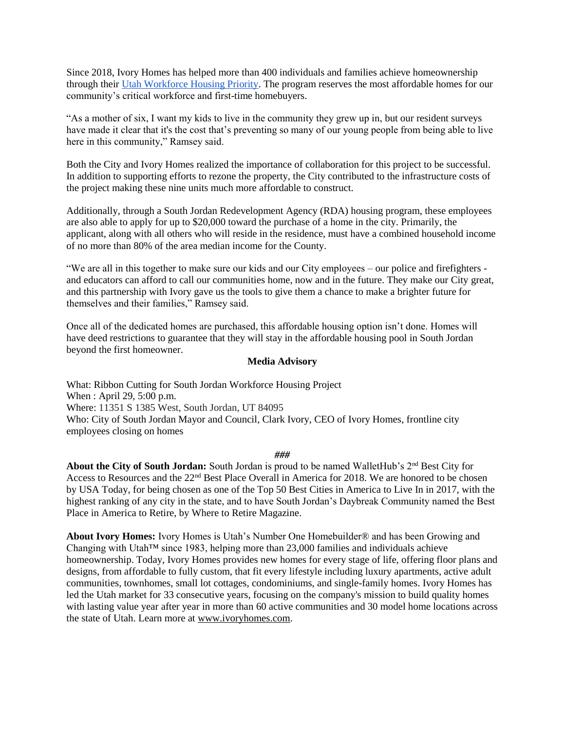Since 2018, Ivory Homes has helped more than 400 individuals and families achieve homeownership through their [Utah Workforce Housing Priority](). The program reserves the most affordable homes for our community's critical workforce and first-time homebuyers.

"As a mother of six, I want my kids to live in the community they grew up in, but our resident surveys have made it clear that it's the cost that's preventing so many of our young people from being able to live here in this community," Ramsey said.

Both the City and Ivory Homes realized the importance of collaboration for this project to be successful. In addition to supporting efforts to rezone the property, the City contributed to the infrastructure costs of the project making these nine units much more affordable to construct.

Additionally, through a South Jordan Redevelopment Agency (RDA) housing program, these employees are also able to apply for up to $20,000 toward the purchase of a home in the city. Primarily, the applicant, along with all others who will reside in the residence, must have a combined household income of no more than 80% of the area median income for the County.

"We are all in this together to make sure our kids and our City employees – our police and firefighters - and educators can afford to call our communities home, now and in the future. They make our City great, and this partnership with Ivory gave us the tools to give them a chance to make a brighter future for themselves and their families," Ramsey said.

Once all of the dedicated homes are purchased, this affordable housing option isn't done. Homes will have deed restrictions to guarantee that they will stay in the affordable housing pool in South Jordan beyond the first homeowner.

**Media Advisory**

What: Ribbon Cutting for South Jordan Workforce Housing Project
When : April 29, 5:00 p.m.
Where: 11351 S 1385 West, South Jordan, UT 84095
Who: City of South Jordan Mayor and Council, Clark Ivory, CEO of Ivory Homes, frontline city employees closing on homes

***###***

**About the City of South Jordan:** South Jordan is proud to be named WalletHub's 2nd Best City for Access to Resources and the 22nd Best Place Overall in America for 2018. We are honored to be chosen by USA Today, for being chosen as one of the Top 50 Best Cities in America to Live In in 2017, with the highest ranking of any city in the state, and to have South Jordan's Daybreak Community named the Best Place in America to Retire, by Where to Retire Magazine.

**About Ivory Homes:** Ivory Homes is Utah's Number One Homebuilder® and has been Growing and Changing with Utah™ since 1983, helping more than 23,000 families and individuals achieve homeownership. Today, Ivory Homes provides new homes for every stage of life, offering floor plans and designs, from affordable to fully custom, that fit every lifestyle including luxury apartments, active adult communities, townhomes, small lot cottages, condominiums, and single-family homes. Ivory Homes has led the Utah market for 33 consecutive years, focusing on the company's mission to build quality homes with lasting value year after year in more than 60 active communities and 30 model home locations across the state of Utah. Learn more at www.ivoryhomes.com.